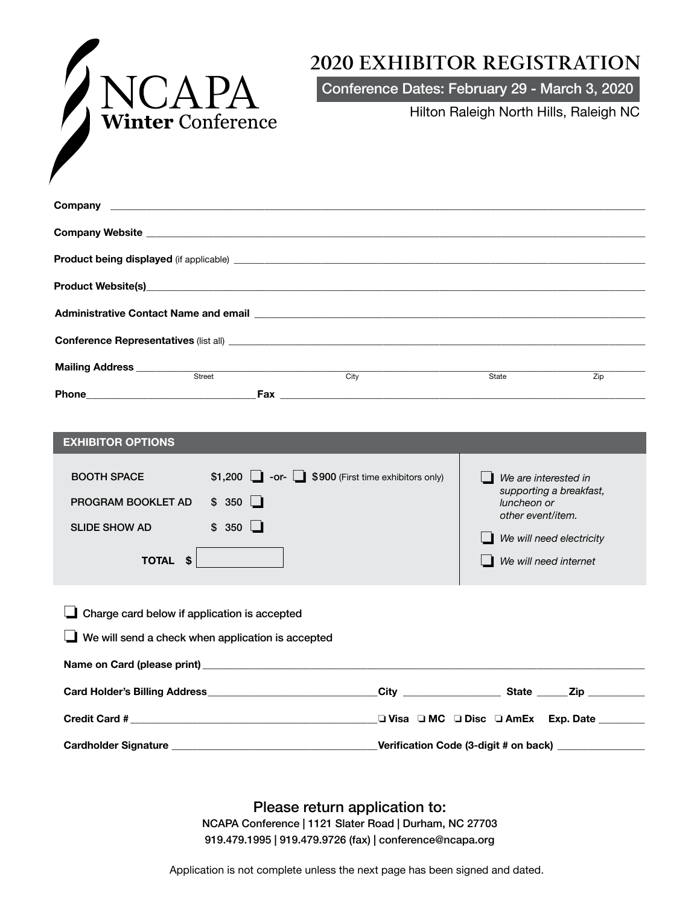# NCAPA Winter Conference

# 2020 EXHIBITOR REGISTRATION

Conference Dates: February 29 - March 3, 2020

Hilton Raleigh North Hills, Raleigh NC

**Company** ______________________________

**Company Website** ______________________________

**Product being displayed** (if applicable) ______________________________

**Product Website(s)** ______________________________

**Administrative Contact Name and email** ______________________________

**Conference Representatives** (list all) ______________________________

**Mailing Address** ______________________________
Street City State Zip

**Phone** ______________ **Fax** ______________

## EXHIBITOR OPTIONS

| | | |
|---|---|---|
| BOOTH SPACE | $1,200 ❑ -or- ❑ $900 (First time exhibitors only) | ❑ *We are interested in supporting a breakfast, luncheon or other event/item.* |
| PROGRAM BOOKLET AD | $ 350 ❑ | ❑ *We will need electricity* |
| SLIDE SHOW AD | $ 350 ❑ | ❑ *We will need internet* |
| **TOTAL $** | ______ | |

❑ Charge card below if application is accepted

❑ We will send a check when application is accepted

**Name on Card (please print)** ______________________________

**Card Holder's Billing Address** ______________ **City** __________ **State** _____ **Zip** _________

**Credit Card #** ______________ ❑ **Visa** ❑ **MC** ❑ **Disc** ❑ **AmEx** **Exp. Date** ________

**Cardholder Signature** ______________ **Verification Code (3-digit # on back)** ____________

Please return application to:

NCAPA Conference | 1121 Slater Road | Durham, NC 27703

919.479.1995 | 919.479.9726 (fax) | conference@ncapa.org

Application is not complete unless the next page has been signed and dated.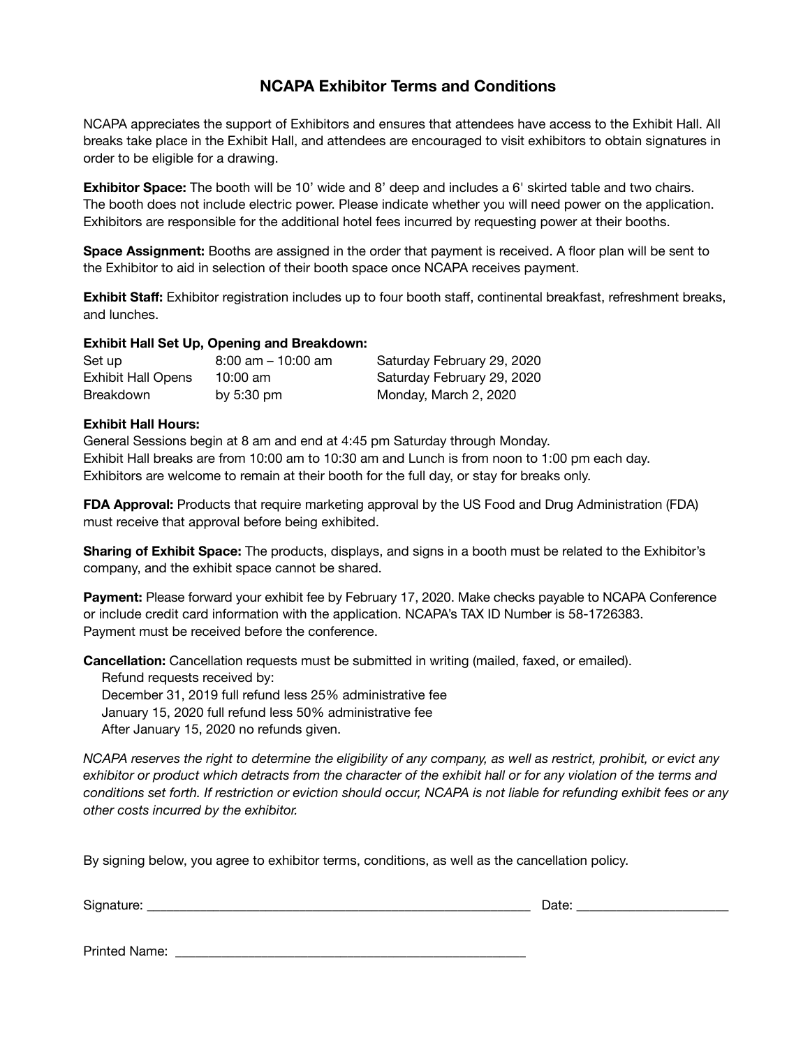# NCAPA Exhibitor Terms and Conditions

NCAPA appreciates the support of Exhibitors and ensures that attendees have access to the Exhibit Hall. All breaks take place in the Exhibit Hall, and attendees are encouraged to visit exhibitors to obtain signatures in order to be eligible for a drawing.

**Exhibitor Space:** The booth will be 10' wide and 8' deep and includes a 6' skirted table and two chairs. The booth does not include electric power. Please indicate whether you will need power on the application. Exhibitors are responsible for the additional hotel fees incurred by requesting power at their booths.

**Space Assignment:** Booths are assigned in the order that payment is received. A floor plan will be sent to the Exhibitor to aid in selection of their booth space once NCAPA receives payment.

**Exhibit Staff:** Exhibitor registration includes up to four booth staff, continental breakfast, refreshment breaks, and lunches.

**Exhibit Hall Set Up, Opening and Breakdown:**

| | | |
|---|---|---|
| Set up | 8:00 am – 10:00 am | Saturday February 29, 2020 |
| Exhibit Hall Opens | 10:00 am | Saturday February 29, 2020 |
| Breakdown | by 5:30 pm | Monday, March 2, 2020 |

**Exhibit Hall Hours:**
General Sessions begin at 8 am and end at 4:45 pm Saturday through Monday.
Exhibit Hall breaks are from 10:00 am to 10:30 am and Lunch is from noon to 1:00 pm each day.
Exhibitors are welcome to remain at their booth for the full day, or stay for breaks only.

**FDA Approval:** Products that require marketing approval by the US Food and Drug Administration (FDA) must receive that approval before being exhibited.

**Sharing of Exhibit Space:** The products, displays, and signs in a booth must be related to the Exhibitor's company, and the exhibit space cannot be shared.

**Payment:** Please forward your exhibit fee by February 17, 2020. Make checks payable to NCAPA Conference or include credit card information with the application. NCAPA's TAX ID Number is 58-1726383.
Payment must be received before the conference.

**Cancellation:** Cancellation requests must be submitted in writing (mailed, faxed, or emailed).
Refund requests received by:
December 31, 2019 full refund less 25% administrative fee
January 15, 2020 full refund less 50% administrative fee
After January 15, 2020 no refunds given.

*NCAPA reserves the right to determine the eligibility of any company, as well as restrict, prohibit, or evict any exhibitor or product which detracts from the character of the exhibit hall or for any violation of the terms and conditions set forth. If restriction or eviction should occur, NCAPA is not liable for refunding exhibit fees or any other costs incurred by the exhibitor.*

By signing below, you agree to exhibitor terms, conditions, as well as the cancellation policy.

Signature: ______________________________________________ Date: ____________________

Printed Name: __________________________________________